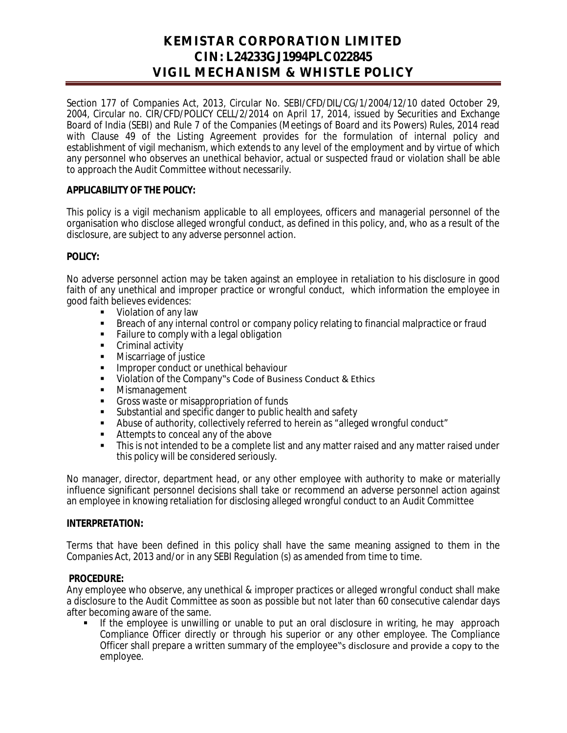# KEMISTAR CORPORATION LIMITED
# CIN: L24233GJ1994PLC022845
# VIGIL MECHANISM & WHISTLE POLICY

Section 177 of Companies Act, 2013, Circular No. SEBI/CFD/DIL/CG/1/2004/12/10 dated October 29, 2004, Circular no. CIR/CFD/POLICY CELL/2/2014 on April 17, 2014, issued by Securities and Exchange Board of India (SEBI) and Rule 7 of the Companies (Meetings of Board and its Powers) Rules, 2014 read with Clause 49 of the Listing Agreement provides for the formulation of internal policy and establishment of vigil mechanism, which extends to any level of the employment and by virtue of which any personnel who observes an unethical behavior, actual or suspected fraud or violation shall be able to approach the Audit Committee without necessarily.

**APPLICABILITY OF THE POLICY:**

This policy is a vigil mechanism applicable to all employees, officers and managerial personnel of the organisation who disclose alleged wrongful conduct, as defined in this policy, and, who as a result of the disclosure, are subject to any adverse personnel action.

**POLICY:**

No adverse personnel action may be taken against an employee in retaliation to his disclosure in good faith of any unethical and improper practice or wrongful conduct, which information the employee in good faith believes evidences:

- Violation of any law
- Breach of any internal control or company policy relating to financial malpractice or fraud
- Failure to comply with a legal obligation
- Criminal activity
- Miscarriage of justice
- Improper conduct or unethical behaviour
- Violation of the Company"s Code of Business Conduct & Ethics
- Mismanagement
- Gross waste or misappropriation of funds
- Substantial and specific danger to public health and safety
- Abuse of authority, collectively referred to herein as "alleged wrongful conduct"
- Attempts to conceal any of the above
- This is not intended to be a complete list and any matter raised and any matter raised under this policy will be considered seriously.

No manager, director, department head, or any other employee with authority to make or materially influence significant personnel decisions shall take or recommend an adverse personnel action against an employee in knowing retaliation for disclosing alleged wrongful conduct to an Audit Committee

**INTERPRETATION:**

Terms that have been defined in this policy shall have the same meaning assigned to them in the Companies Act, 2013 and/or in any SEBI Regulation (s) as amended from time to time.

**PROCEDURE:**

Any employee who observe, any unethical & improper practices or alleged wrongful conduct shall make a disclosure to the Audit Committee as soon as possible but not later than 60 consecutive calendar days after becoming aware of the same.

- If the employee is unwilling or unable to put an oral disclosure in writing, he may approach Compliance Officer directly or through his superior or any other employee. The Compliance Officer shall prepare a written summary of the employee"s disclosure and provide a copy to the employee.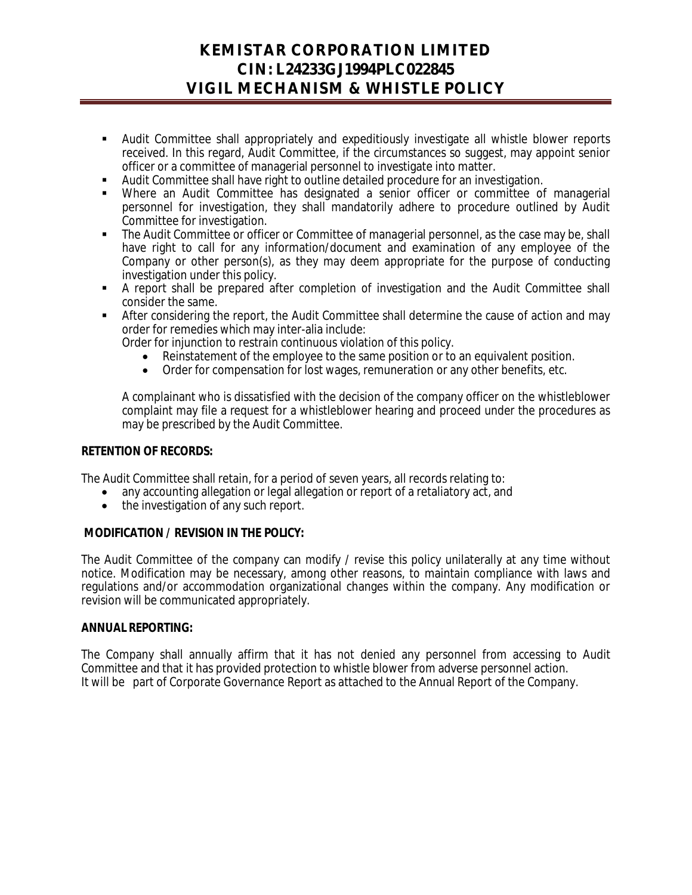- Audit Committee shall appropriately and expeditiously investigate all whistle blower reports received. In this regard, Audit Committee, if the circumstances so suggest, may appoint senior officer or a committee of managerial personnel to investigate into matter.
- Audit Committee shall have right to outline detailed procedure for an investigation.
- Where an Audit Committee has designated a senior officer or committee of managerial personnel for investigation, they shall mandatorily adhere to procedure outlined by Audit Committee for investigation.
- The Audit Committee or officer or Committee of managerial personnel, as the case may be, shall have right to call for any information/document and examination of any employee of the Company or other person(s), as they may deem appropriate for the purpose of conducting investigation under this policy.
- A report shall be prepared after completion of investigation and the Audit Committee shall consider the same.
- After considering the report, the Audit Committee shall determine the cause of action and may order for remedies which may inter-alia include:
  Order for injunction to restrain continuous violation of this policy.
  - Reinstatement of the employee to the same position or to an equivalent position.
  - Order for compensation for lost wages, remuneration or any other benefits, etc.

  A complainant who is dissatisfied with the decision of the company officer on the whistleblower complaint may file a request for a whistleblower hearing and proceed under the procedures as may be prescribed by the Audit Committee.

**RETENTION OF RECORDS:**

The Audit Committee shall retain, for a period of seven years, all records relating to:

- any accounting allegation or legal allegation or report of a retaliatory act, and
- the investigation of any such report.

**MODIFICATION / REVISION IN THE POLICY:**

The Audit Committee of the company can modify / revise this policy unilaterally at any time without notice. Modification may be necessary, among other reasons, to maintain compliance with laws and regulations and/or accommodation organizational changes within the company. Any modification or revision will be communicated appropriately.

**ANNUAL REPORTING:**

The Company shall annually affirm that it has not denied any personnel from accessing to Audit Committee and that it has provided protection to whistle blower from adverse personnel action.
It will be part of Corporate Governance Report as attached to the Annual Report of the Company.